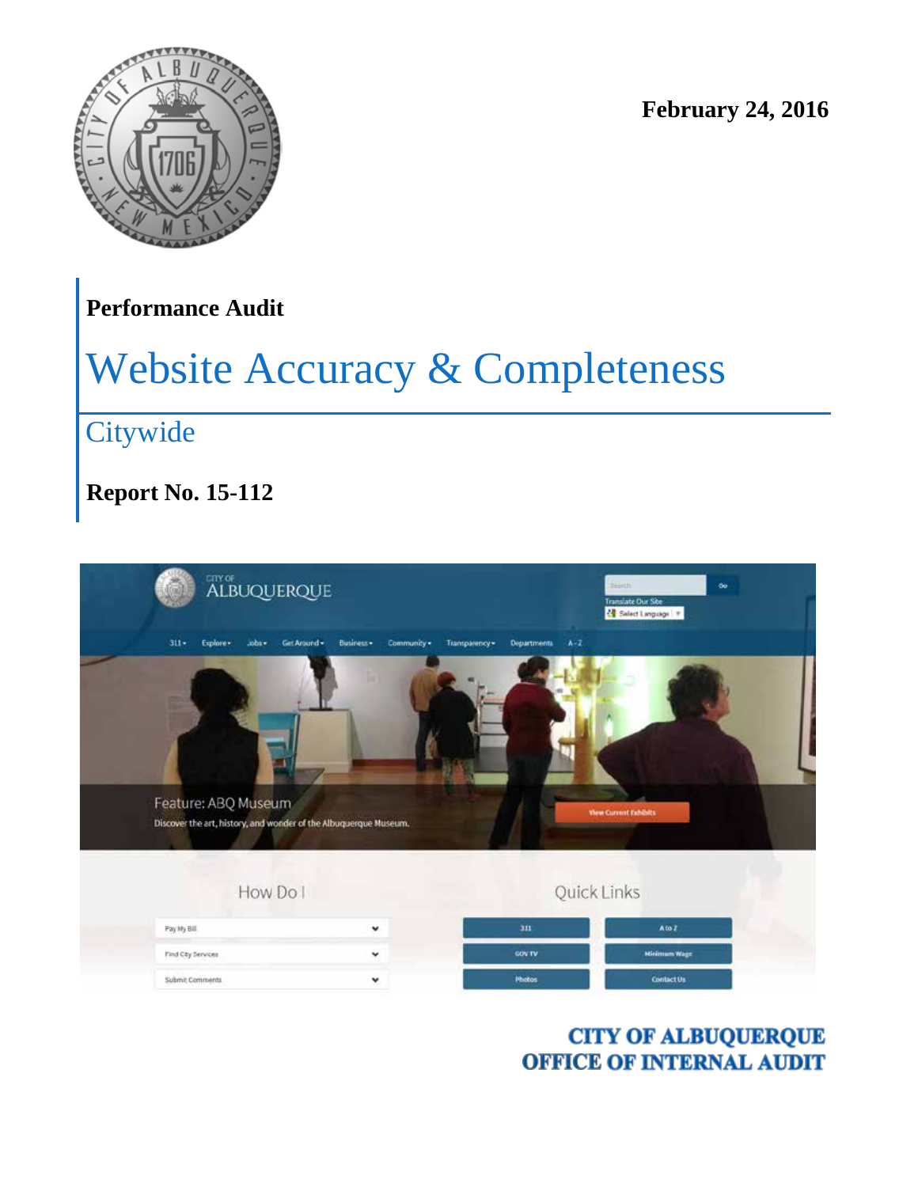February 24, 2016

**Performance Audit**

# Website Accuracy & Completeness

## Citywide

**Report No. 15-112**

**CITY OF ALBUQUERQUE**
**OFFICE OF INTERNAL AUDIT**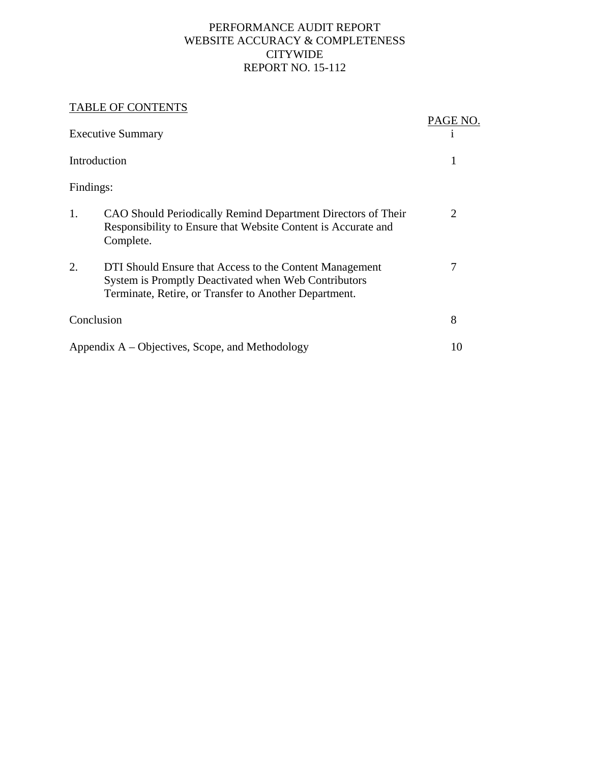# PERFORMANCE AUDIT REPORT
## WEBSITE ACCURACY & COMPLETENESS
## CITYWIDE
## REPORT NO. 15-112

TABLE OF CONTENTS

| | | PAGE NO. |
|---|---|---|
| Executive Summary | | i |
| Introduction | | 1 |
| Findings: | | |
| 1. | CAO Should Periodically Remind Department Directors of Their Responsibility to Ensure that Website Content is Accurate and Complete. | 2 |
| 2. | DTI Should Ensure that Access to the Content Management System is Promptly Deactivated when Web Contributors Terminate, Retire, or Transfer to Another Department. | 7 |
| Conclusion | | 8 |
| Appendix A – Objectives, Scope, and Methodology | | 10 |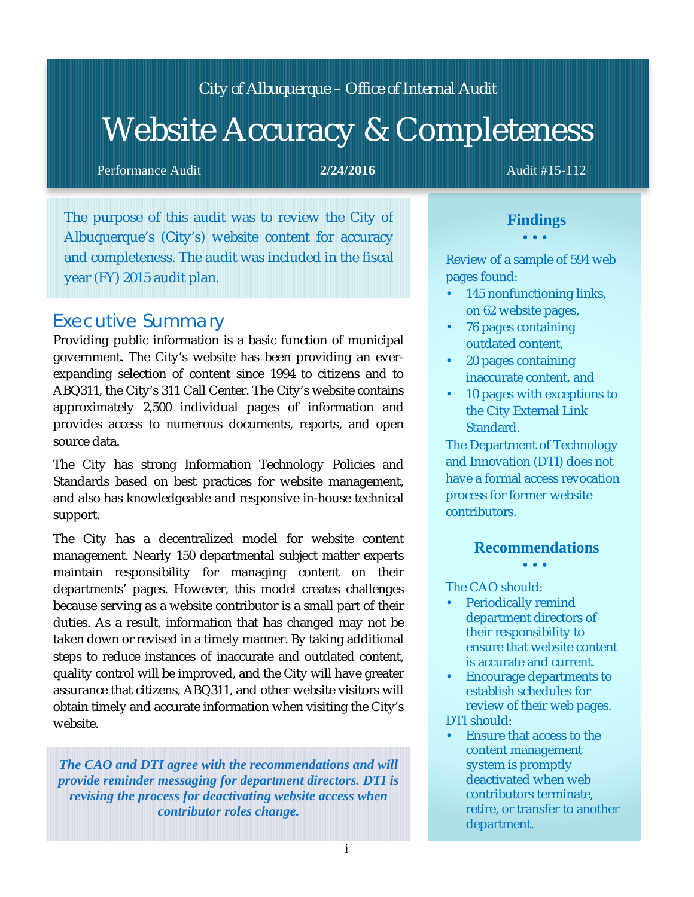City of Albuquerque – Office of Internal Audit

# Website Accuracy & Completeness

Performance Audit **2/24/2016** Audit #15-112

The purpose of this audit was to review the City of Albuquerque's (City's) website content for accuracy and completeness. The audit was included in the fiscal year (FY) 2015 audit plan.

## Executive Summary

Providing public information is a basic function of municipal government. The City's website has been providing an ever-expanding selection of content since 1994 to citizens and to ABQ311, the City's 311 Call Center. The City's website contains approximately 2,500 individual pages of information and provides access to numerous documents, reports, and open source data.

The City has strong Information Technology Policies and Standards based on best practices for website management, and also has knowledgeable and responsive in-house technical support.

The City has a decentralized model for website content management. Nearly 150 departmental subject matter experts maintain responsibility for managing content on their departments' pages. However, this model creates challenges because serving as a website contributor is a small part of their duties. As a result, information that has changed may not be taken down or revised in a timely manner. By taking additional steps to reduce instances of inaccurate and outdated content, quality control will be improved, and the City will have greater assurance that citizens, ABQ311, and other website visitors will obtain timely and accurate information when visiting the City's website.

***The CAO and DTI agree with the recommendations and will provide reminder messaging for department directors. DTI is revising the process for deactivating website access when contributor roles change.***

### Findings

Review of a sample of 594 web pages found:

- 145 nonfunctioning links, on 62 website pages,
- 76 pages containing outdated content,
- 20 pages containing inaccurate content, and
- 10 pages with exceptions to the City External Link Standard.

The Department of Technology and Innovation (DTI) does not have a formal access revocation process for former website contributors.

### Recommendations

The CAO should:

- Periodically remind department directors of their responsibility to ensure that website content is accurate and current.
- Encourage departments to establish schedules for review of their web pages.

DTI should:

- Ensure that access to the content management system is promptly deactivated when web contributors terminate, retire, or transfer to another department.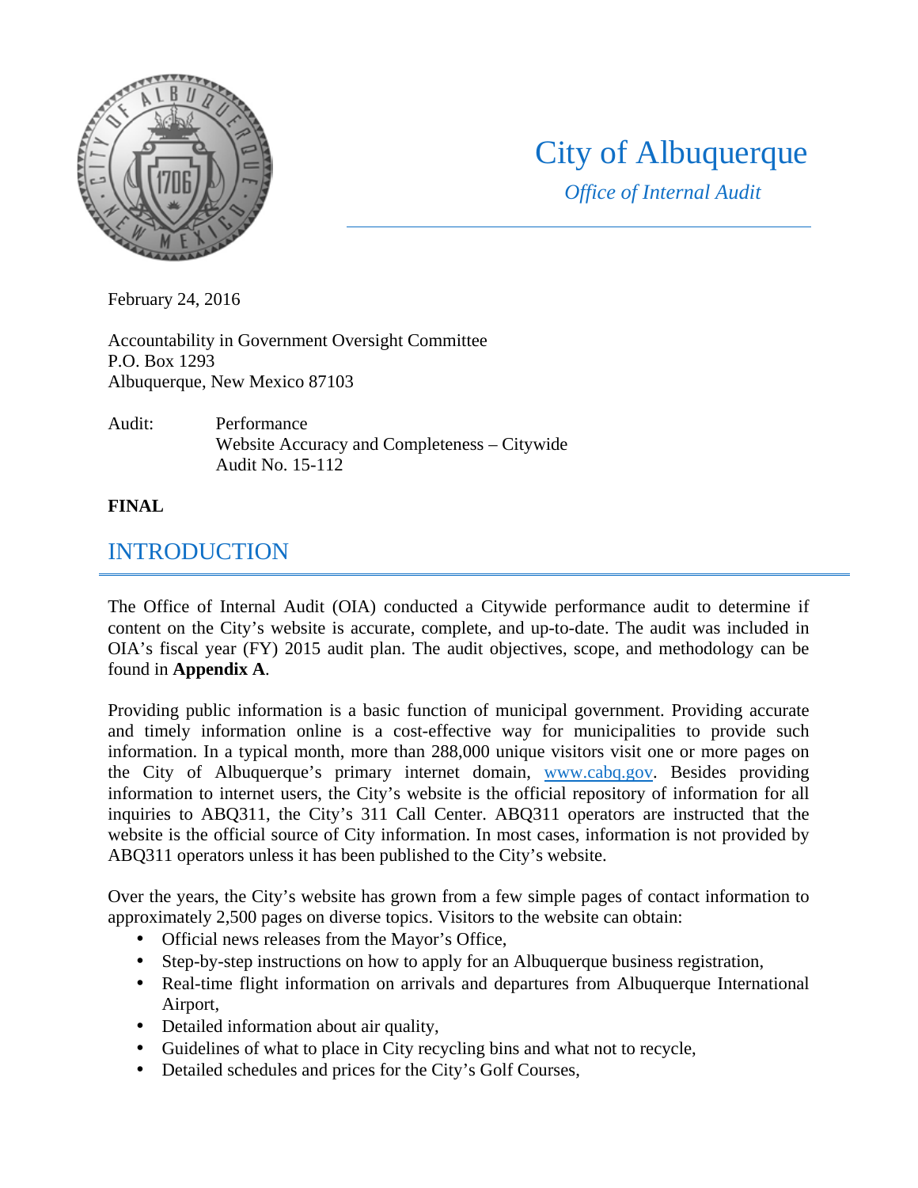# City of Albuquerque

*Office of Internal Audit*

February 24, 2016

Accountability in Government Oversight Committee
P.O. Box 1293
Albuquerque, New Mexico 87103

Audit: Performance
Website Accuracy and Completeness – Citywide
Audit No. 15-112

**FINAL**

## INTRODUCTION

The Office of Internal Audit (OIA) conducted a Citywide performance audit to determine if content on the City's website is accurate, complete, and up-to-date. The audit was included in OIA's fiscal year (FY) 2015 audit plan. The audit objectives, scope, and methodology can be found in **Appendix A**.

Providing public information is a basic function of municipal government. Providing accurate and timely information online is a cost-effective way for municipalities to provide such information. In a typical month, more than 288,000 unique visitors visit one or more pages on the City of Albuquerque's primary internet domain, [www.cabq.gov](www.cabq.gov). Besides providing information to internet users, the City's website is the official repository of information for all inquiries to ABQ311, the City's 311 Call Center. ABQ311 operators are instructed that the website is the official source of City information. In most cases, information is not provided by ABQ311 operators unless it has been published to the City's website.

Over the years, the City's website has grown from a few simple pages of contact information to approximately 2,500 pages on diverse topics. Visitors to the website can obtain:

- Official news releases from the Mayor's Office,
- Step-by-step instructions on how to apply for an Albuquerque business registration,
- Real-time flight information on arrivals and departures from Albuquerque International Airport,
- Detailed information about air quality,
- Guidelines of what to place in City recycling bins and what not to recycle,
- Detailed schedules and prices for the City's Golf Courses,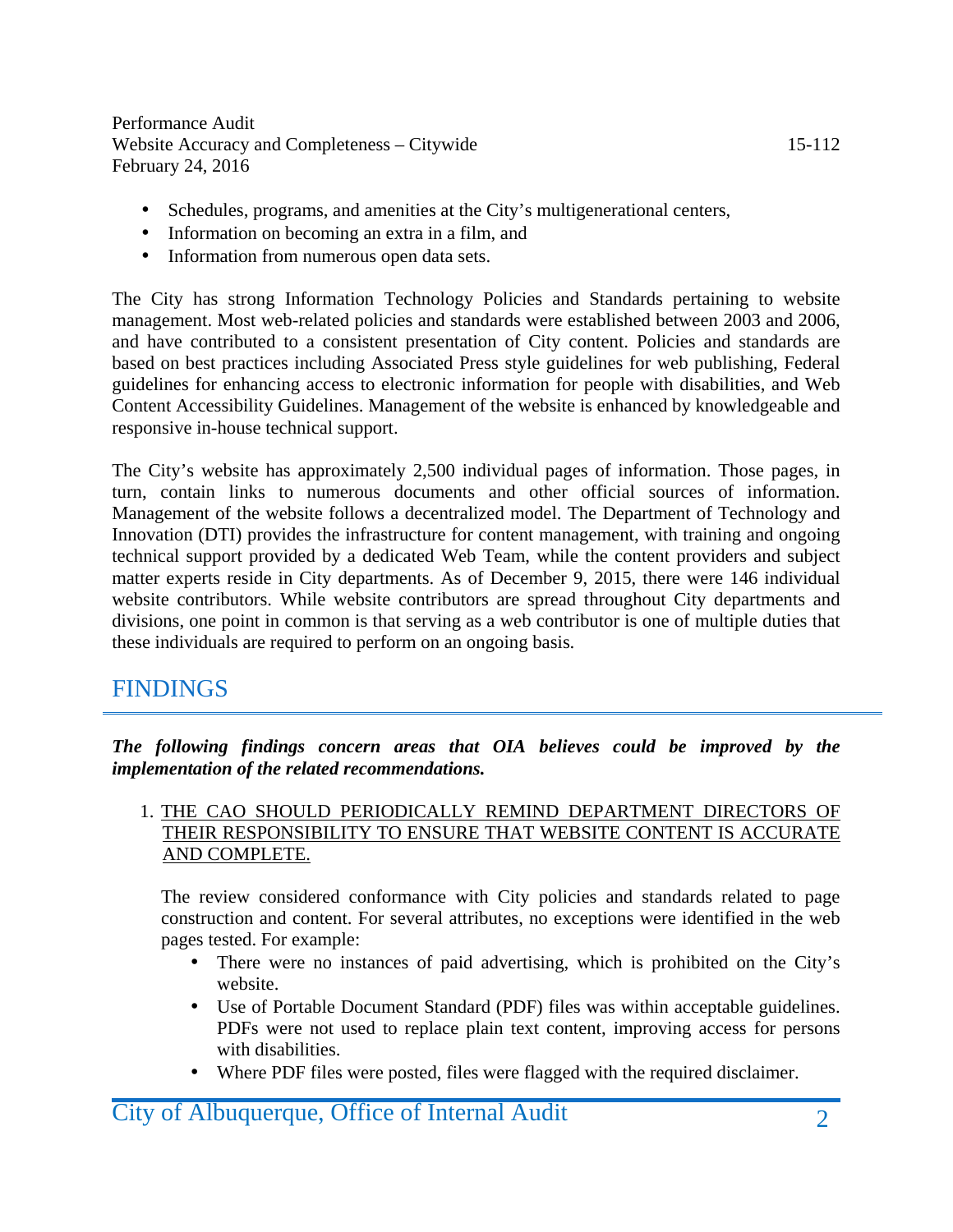- Schedules, programs, and amenities at the City's multigenerational centers,
- Information on becoming an extra in a film, and
- Information from numerous open data sets.

The City has strong Information Technology Policies and Standards pertaining to website management. Most web-related policies and standards were established between 2003 and 2006, and have contributed to a consistent presentation of City content. Policies and standards are based on best practices including Associated Press style guidelines for web publishing, Federal guidelines for enhancing access to electronic information for people with disabilities, and Web Content Accessibility Guidelines. Management of the website is enhanced by knowledgeable and responsive in-house technical support.

The City's website has approximately 2,500 individual pages of information. Those pages, in turn, contain links to numerous documents and other official sources of information. Management of the website follows a decentralized model. The Department of Technology and Innovation (DTI) provides the infrastructure for content management, with training and ongoing technical support provided by a dedicated Web Team, while the content providers and subject matter experts reside in City departments. As of December 9, 2015, there were 146 individual website contributors. While website contributors are spread throughout City departments and divisions, one point in common is that serving as a web contributor is one of multiple duties that these individuals are required to perform on an ongoing basis.

## FINDINGS

***The following findings concern areas that OIA believes could be improved by the implementation of the related recommendations.***

1. THE CAO SHOULD PERIODICALLY REMIND DEPARTMENT DIRECTORS OF THEIR RESPONSIBILITY TO ENSURE THAT WEBSITE CONTENT IS ACCURATE AND COMPLETE.

   The review considered conformance with City policies and standards related to page construction and content. For several attributes, no exceptions were identified in the web pages tested. For example:

   - There were no instances of paid advertising, which is prohibited on the City's website.
   - Use of Portable Document Standard (PDF) files was within acceptable guidelines. PDFs were not used to replace plain text content, improving access for persons with disabilities.
   - Where PDF files were posted, files were flagged with the required disclaimer.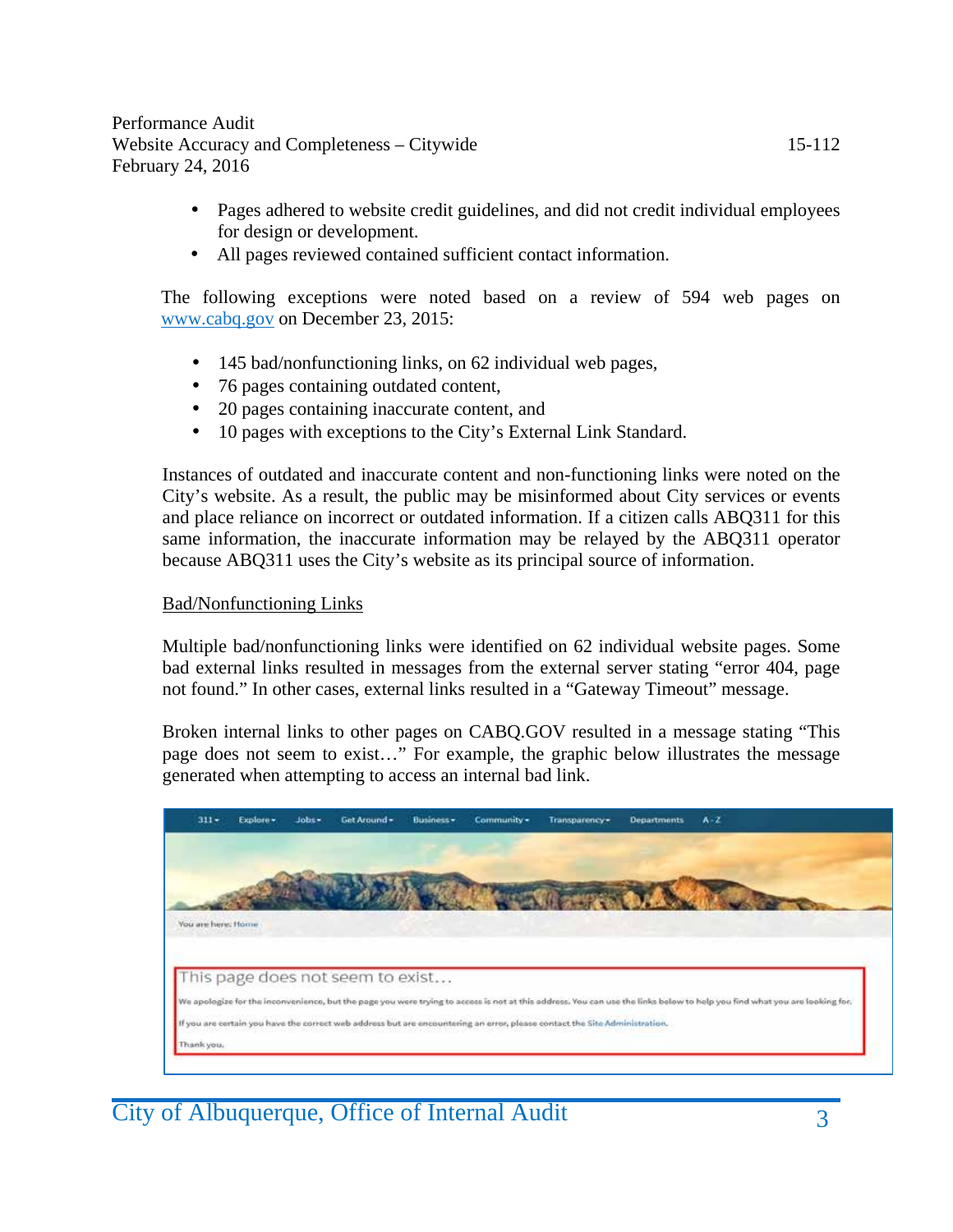- Pages adhered to website credit guidelines, and did not credit individual employees for design or development.
- All pages reviewed contained sufficient contact information.

The following exceptions were noted based on a review of 594 web pages on www.cabq.gov on December 23, 2015:

- 145 bad/nonfunctioning links, on 62 individual web pages,
- 76 pages containing outdated content,
- 20 pages containing inaccurate content, and
- 10 pages with exceptions to the City's External Link Standard.

Instances of outdated and inaccurate content and non-functioning links were noted on the City's website. As a result, the public may be misinformed about City services or events and place reliance on incorrect or outdated information. If a citizen calls ABQ311 for this same information, the inaccurate information may be relayed by the ABQ311 operator because ABQ311 uses the City's website as its principal source of information.

Bad/Nonfunctioning Links

Multiple bad/nonfunctioning links were identified on 62 individual website pages. Some bad external links resulted in messages from the external server stating "error 404, page not found." In other cases, external links resulted in a "Gateway Timeout" message.

Broken internal links to other pages on CABQ.GOV resulted in a message stating "This page does not seem to exist…" For example, the graphic below illustrates the message generated when attempting to access an internal bad link.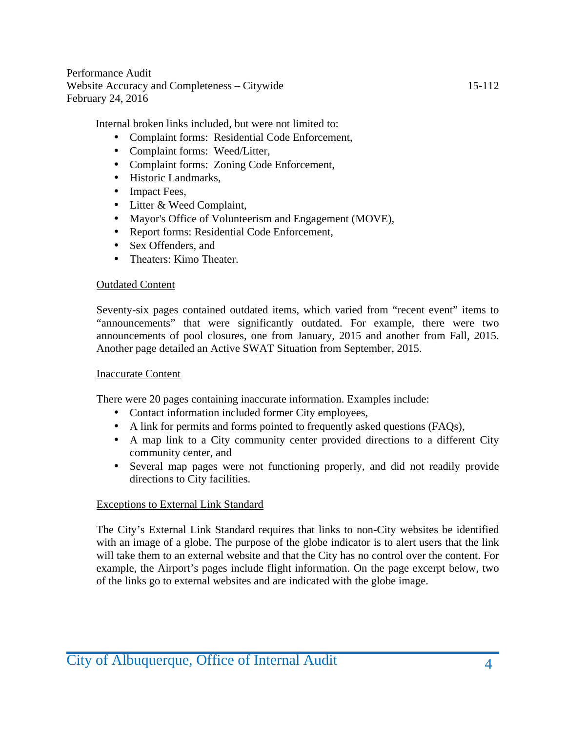Internal broken links included, but were not limited to:

- Complaint forms: Residential Code Enforcement,
- Complaint forms: Weed/Litter,
- Complaint forms: Zoning Code Enforcement,
- Historic Landmarks,
- Impact Fees,
- Litter & Weed Complaint,
- Mayor's Office of Volunteerism and Engagement (MOVE),
- Report forms: Residential Code Enforcement,
- Sex Offenders, and
- Theaters: Kimo Theater.

<u>Outdated Content</u>

Seventy-six pages contained outdated items, which varied from "recent event" items to "announcements" that were significantly outdated. For example, there were two announcements of pool closures, one from January, 2015 and another from Fall, 2015. Another page detailed an Active SWAT Situation from September, 2015.

<u>Inaccurate Content</u>

There were 20 pages containing inaccurate information. Examples include:

- Contact information included former City employees,
- A link for permits and forms pointed to frequently asked questions (FAQs),
- A map link to a City community center provided directions to a different City community center, and
- Several map pages were not functioning properly, and did not readily provide directions to City facilities.

<u>Exceptions to External Link Standard</u>

The City's External Link Standard requires that links to non-City websites be identified with an image of a globe. The purpose of the globe indicator is to alert users that the link will take them to an external website and that the City has no control over the content. For example, the Airport's pages include flight information. On the page excerpt below, two of the links go to external websites and are indicated with the globe image.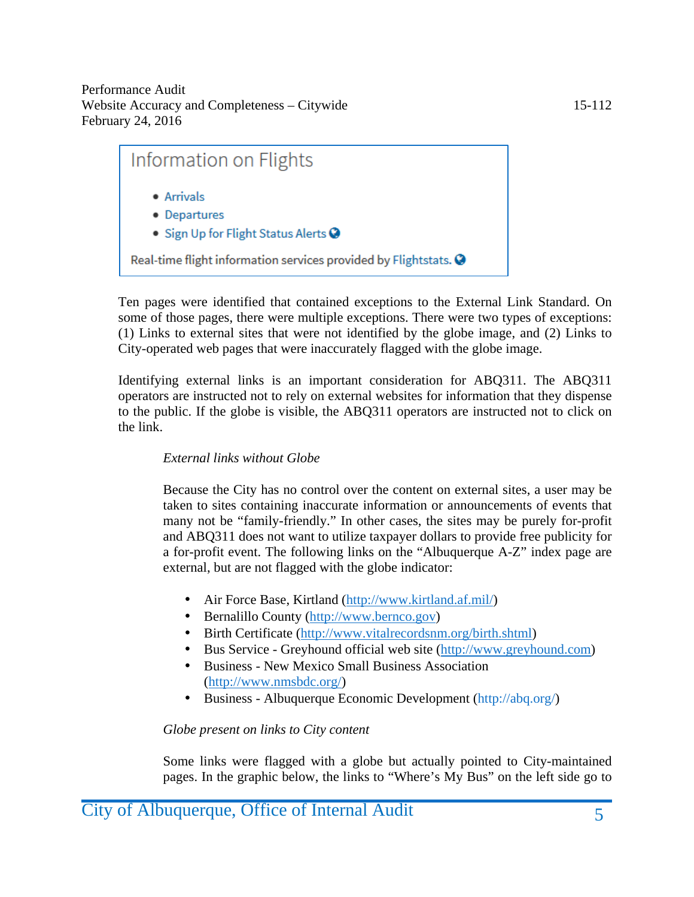Information on Flights

- Arrivals
- Departures
- Sign Up for Flight Status Alerts

Real-time flight information services provided by Flightstats.

Ten pages were identified that contained exceptions to the External Link Standard. On some of those pages, there were multiple exceptions. There were two types of exceptions: (1) Links to external sites that were not identified by the globe image, and (2) Links to City-operated web pages that were inaccurately flagged with the globe image.

Identifying external links is an important consideration for ABQ311. The ABQ311 operators are instructed not to rely on external websites for information that they dispense to the public. If the globe is visible, the ABQ311 operators are instructed not to click on the link.

*External links without Globe*

Because the City has no control over the content on external sites, a user may be taken to sites containing inaccurate information or announcements of events that many not be "family-friendly." In other cases, the sites may be purely for-profit and ABQ311 does not want to utilize taxpayer dollars to provide free publicity for a for-profit event. The following links on the "Albuquerque A-Z" index page are external, but are not flagged with the globe indicator:

- Air Force Base, Kirtland (http://www.kirtland.af.mil/)
- Bernalillo County (http://www.bernco.gov)
- Birth Certificate (http://www.vitalrecordsnm.org/birth.shtml)
- Bus Service - Greyhound official web site (http://www.greyhound.com)
- Business - New Mexico Small Business Association (http://www.nmsbdc.org/)
- Business - Albuquerque Economic Development (http://abq.org/)

*Globe present on links to City content*

Some links were flagged with a globe but actually pointed to City-maintained pages. In the graphic below, the links to "Where's My Bus" on the left side go to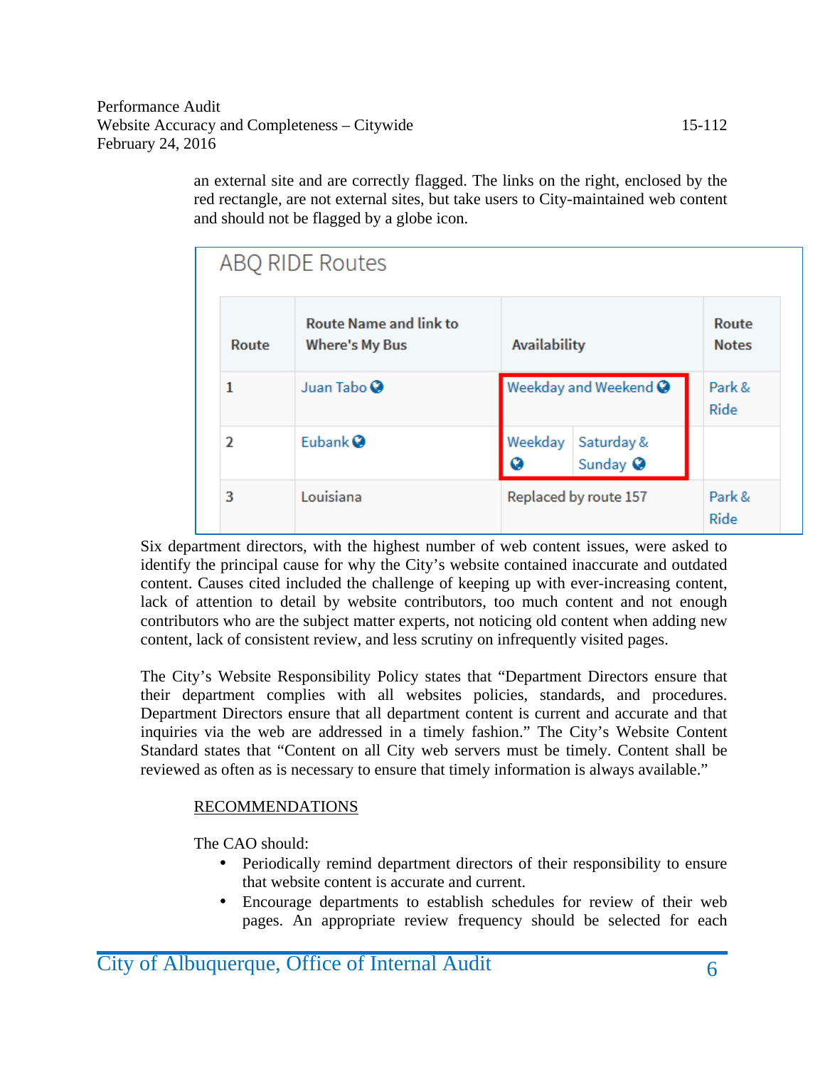an external site and are correctly flagged. The links on the right, enclosed by the red rectangle, are not external sites, but take users to City-maintained web content and should not be flagged by a globe icon.

**ABQ RIDE Routes**

| Route | Route Name and link to Where's My Bus | Availability | | Route Notes |
|---|---|---|---|---|
| 1 | Juan Tabo | Weekday and Weekend | | Park & Ride |
| 2 | Eubank | Weekday | Saturday & Sunday | |
| 3 | Louisiana | Replaced by route 157 | | Park & Ride |

Six department directors, with the highest number of web content issues, were asked to identify the principal cause for why the City's website contained inaccurate and outdated content. Causes cited included the challenge of keeping up with ever-increasing content, lack of attention to detail by website contributors, too much content and not enough contributors who are the subject matter experts, not noticing old content when adding new content, lack of consistent review, and less scrutiny on infrequently visited pages.

The City's Website Responsibility Policy states that "Department Directors ensure that their department complies with all websites policies, standards, and procedures. Department Directors ensure that all department content is current and accurate and that inquiries via the web are addressed in a timely fashion." The City's Website Content Standard states that "Content on all City web servers must be timely. Content shall be reviewed as often as is necessary to ensure that timely information is always available."

RECOMMENDATIONS

The CAO should:

- Periodically remind department directors of their responsibility to ensure that website content is accurate and current.
- Encourage departments to establish schedules for review of their web pages. An appropriate review frequency should be selected for each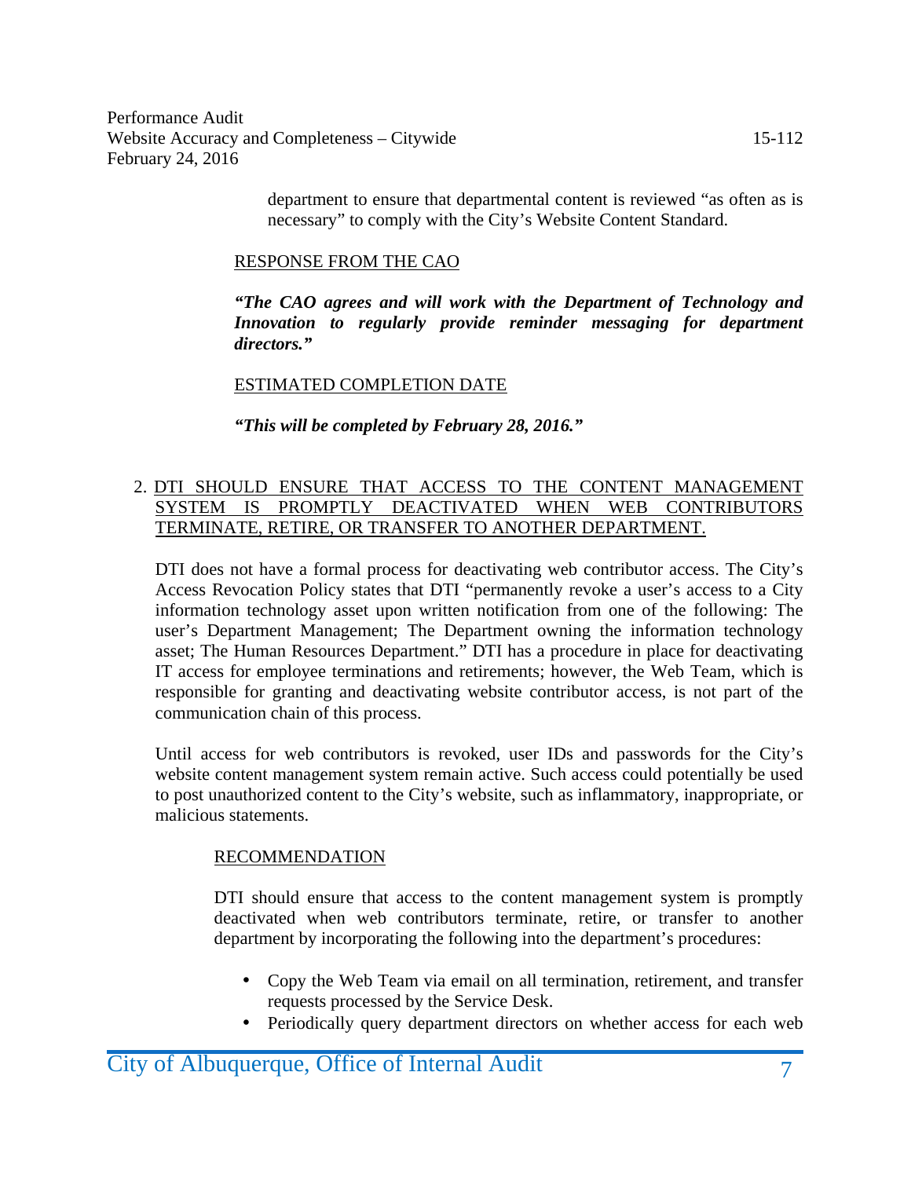department to ensure that departmental content is reviewed "as often as is necessary" to comply with the City's Website Content Standard.

RESPONSE FROM THE CAO

***"The CAO agrees and will work with the Department of Technology and Innovation to regularly provide reminder messaging for department directors."***

ESTIMATED COMPLETION DATE

***"This will be completed by February 28, 2016."***

## 2. DTI SHOULD ENSURE THAT ACCESS TO THE CONTENT MANAGEMENT SYSTEM IS PROMPTLY DEACTIVATED WHEN WEB CONTRIBUTORS TERMINATE, RETIRE, OR TRANSFER TO ANOTHER DEPARTMENT.

DTI does not have a formal process for deactivating web contributor access. The City's Access Revocation Policy states that DTI "permanently revoke a user's access to a City information technology asset upon written notification from one of the following: The user's Department Management; The Department owning the information technology asset; The Human Resources Department." DTI has a procedure in place for deactivating IT access for employee terminations and retirements; however, the Web Team, which is responsible for granting and deactivating website contributor access, is not part of the communication chain of this process.

Until access for web contributors is revoked, user IDs and passwords for the City's website content management system remain active. Such access could potentially be used to post unauthorized content to the City's website, such as inflammatory, inappropriate, or malicious statements.

RECOMMENDATION

DTI should ensure that access to the content management system is promptly deactivated when web contributors terminate, retire, or transfer to another department by incorporating the following into the department's procedures:

- Copy the Web Team via email on all termination, retirement, and transfer requests processed by the Service Desk.
- Periodically query department directors on whether access for each web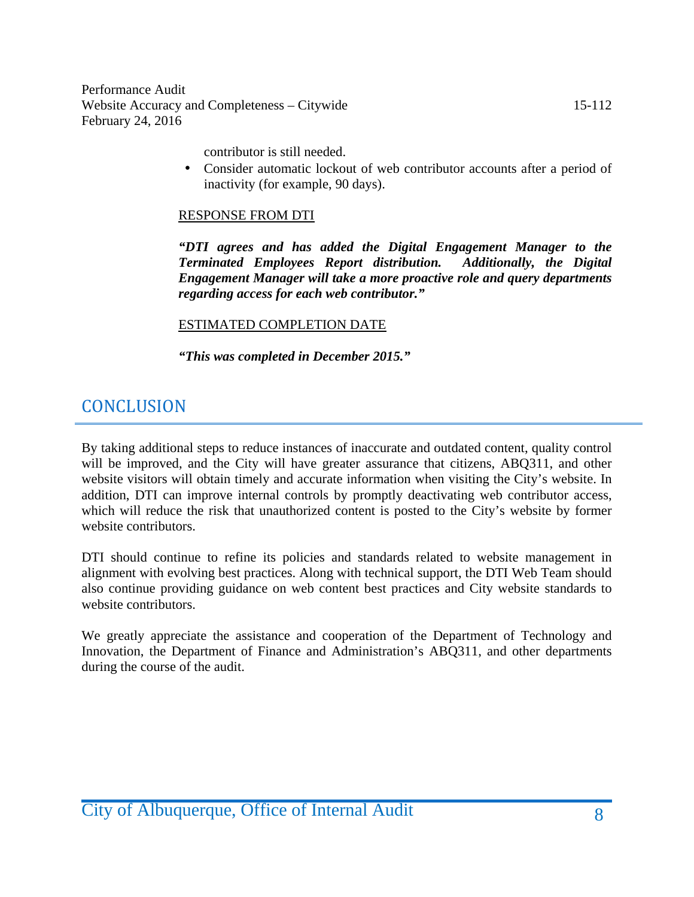contributor is still needed.

- Consider automatic lockout of web contributor accounts after a period of inactivity (for example, 90 days).

RESPONSE FROM DTI

***"DTI agrees and has added the Digital Engagement Manager to the Terminated Employees Report distribution. Additionally, the Digital Engagement Manager will take a more proactive role and query departments regarding access for each web contributor."***

ESTIMATED COMPLETION DATE

***"This was completed in December 2015."***

## CONCLUSION

By taking additional steps to reduce instances of inaccurate and outdated content, quality control will be improved, and the City will have greater assurance that citizens, ABQ311, and other website visitors will obtain timely and accurate information when visiting the City's website. In addition, DTI can improve internal controls by promptly deactivating web contributor access, which will reduce the risk that unauthorized content is posted to the City's website by former website contributors.

DTI should continue to refine its policies and standards related to website management in alignment with evolving best practices. Along with technical support, the DTI Web Team should also continue providing guidance on web content best practices and City website standards to website contributors.

We greatly appreciate the assistance and cooperation of the Department of Technology and Innovation, the Department of Finance and Administration's ABQ311, and other departments during the course of the audit.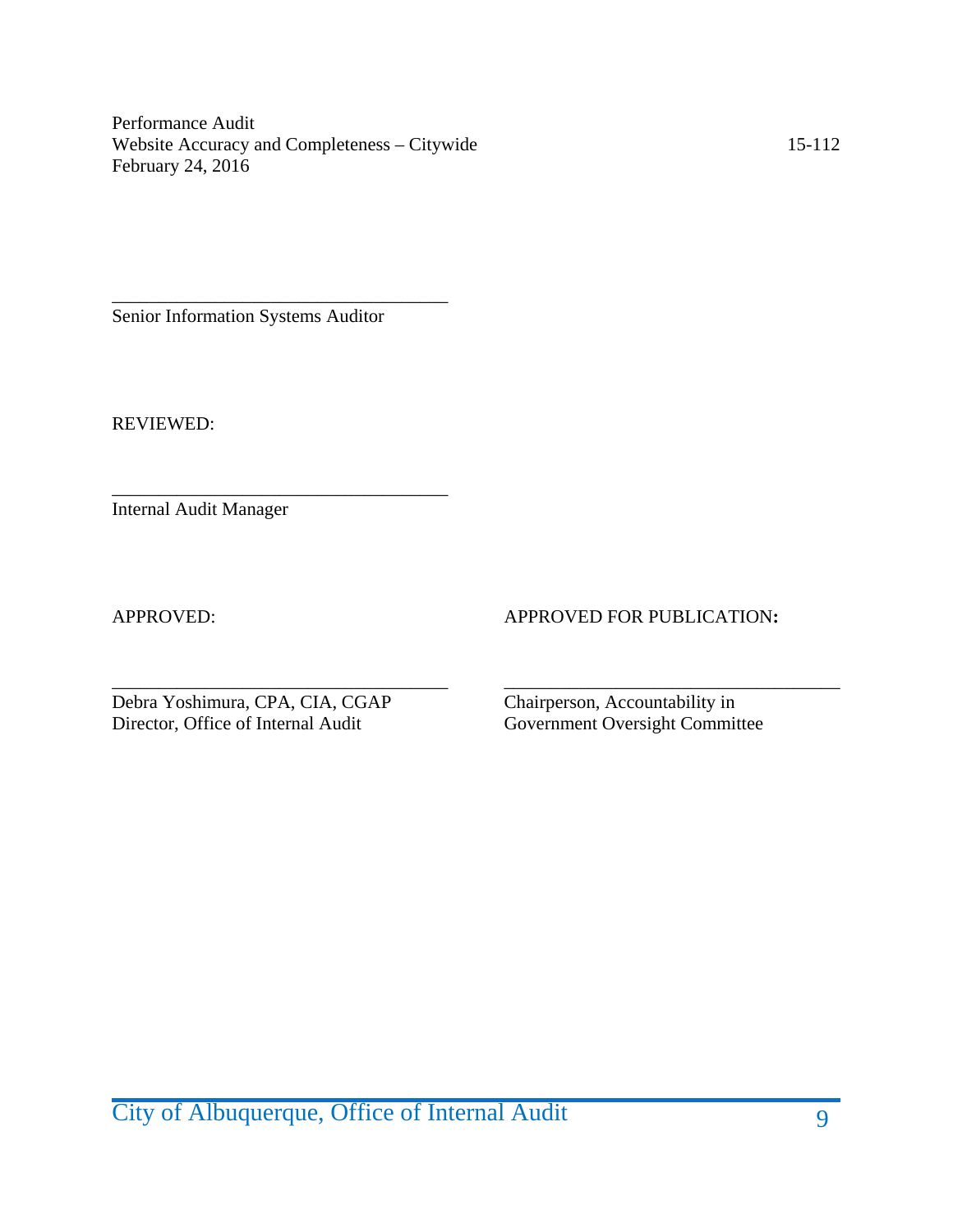\_\_\_\_\_\_\_\_\_\_\_\_\_\_\_\_\_\_\_\_\_\_\_\_\_\_\_\_\_\_\_\_\_\_\_\_

Senior Information Systems Auditor

REVIEWED:

\_\_\_\_\_\_\_\_\_\_\_\_\_\_\_\_\_\_\_\_\_\_\_\_\_\_\_\_\_\_\_\_\_\_\_\_

Internal Audit Manager

APPROVED:

\_\_\_\_\_\_\_\_\_\_\_\_\_\_\_\_\_\_\_\_\_\_\_\_\_\_\_\_\_\_\_\_\_\_\_\_

Debra Yoshimura, CPA, CIA, CGAP
Director, Office of Internal Audit

APPROVED FOR PUBLICATION:

\_\_\_\_\_\_\_\_\_\_\_\_\_\_\_\_\_\_\_\_\_\_\_\_\_\_\_\_\_\_\_\_\_\_\_\_

Chairperson, Accountability in
Government Oversight Committee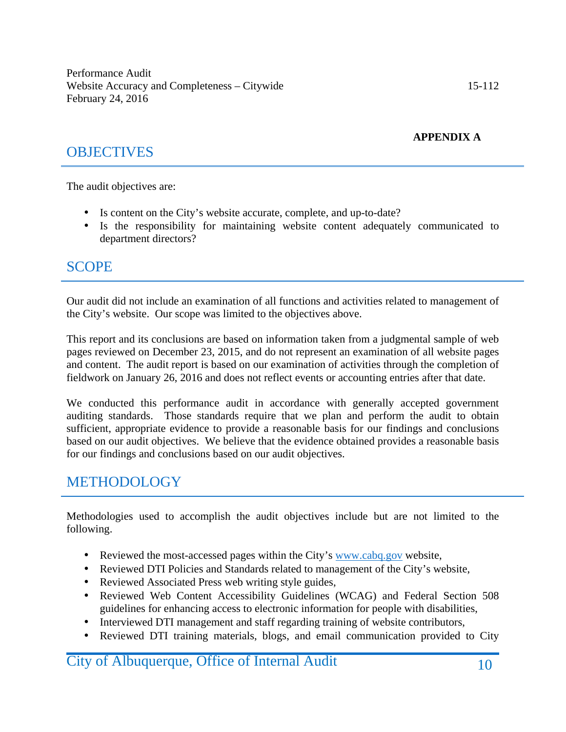**APPENDIX A**

## OBJECTIVES

The audit objectives are:

- Is content on the City's website accurate, complete, and up-to-date?
- Is the responsibility for maintaining website content adequately communicated to department directors?

## SCOPE

Our audit did not include an examination of all functions and activities related to management of the City's website. Our scope was limited to the objectives above.

This report and its conclusions are based on information taken from a judgmental sample of web pages reviewed on December 23, 2015, and do not represent an examination of all website pages and content. The audit report is based on our examination of activities through the completion of fieldwork on January 26, 2016 and does not reflect events or accounting entries after that date.

We conducted this performance audit in accordance with generally accepted government auditing standards. Those standards require that we plan and perform the audit to obtain sufficient, appropriate evidence to provide a reasonable basis for our findings and conclusions based on our audit objectives. We believe that the evidence obtained provides a reasonable basis for our findings and conclusions based on our audit objectives.

## METHODOLOGY

Methodologies used to accomplish the audit objectives include but are not limited to the following.

- Reviewed the most-accessed pages within the City's www.cabq.gov website,
- Reviewed DTI Policies and Standards related to management of the City's website,
- Reviewed Associated Press web writing style guides,
- Reviewed Web Content Accessibility Guidelines (WCAG) and Federal Section 508 guidelines for enhancing access to electronic information for people with disabilities,
- Interviewed DTI management and staff regarding training of website contributors,
- Reviewed DTI training materials, blogs, and email communication provided to City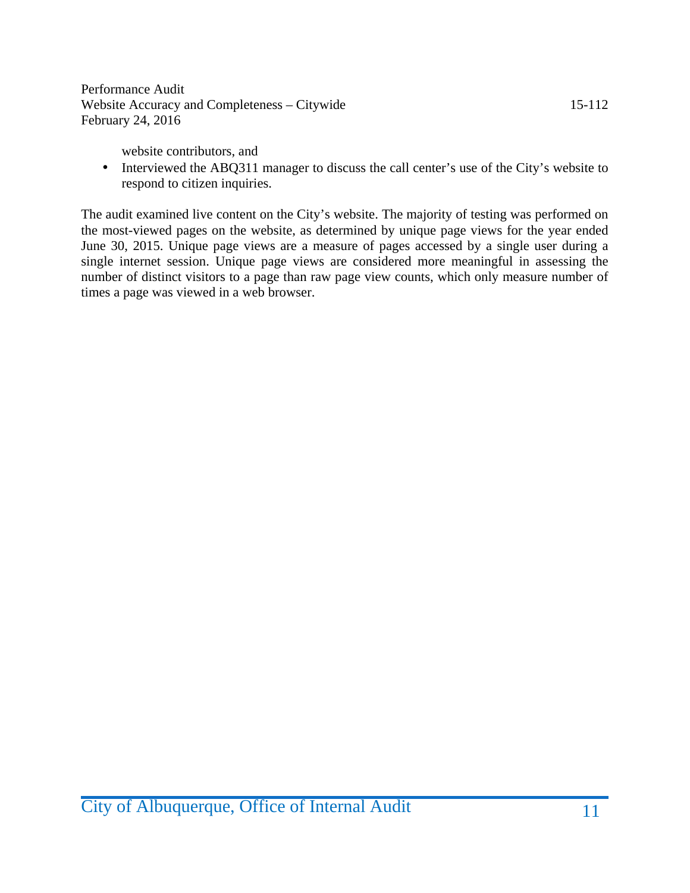website contributors, and

- Interviewed the ABQ311 manager to discuss the call center's use of the City's website to respond to citizen inquiries.

The audit examined live content on the City's website. The majority of testing was performed on the most-viewed pages on the website, as determined by unique page views for the year ended June 30, 2015. Unique page views are a measure of pages accessed by a single user during a single internet session. Unique page views are considered more meaningful in assessing the number of distinct visitors to a page than raw page view counts, which only measure number of times a page was viewed in a web browser.